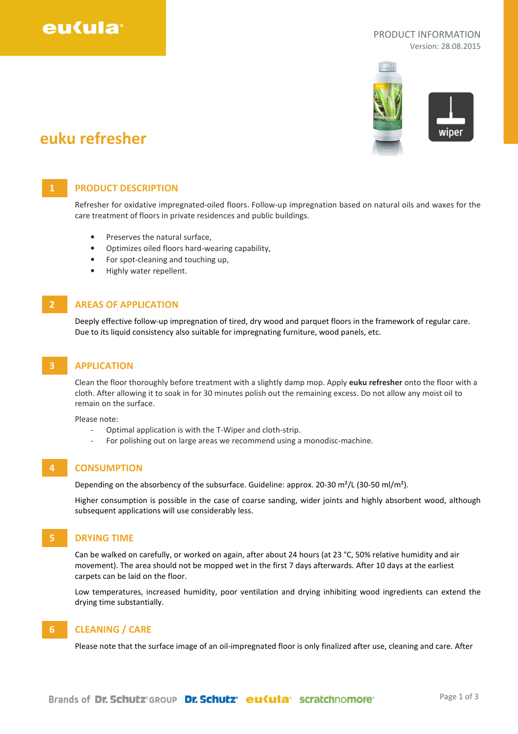PRODUCT INFORMATION
Version: 28.08.2015

# euku refresher

## 1 PRODUCT DESCRIPTION

Refresher for oxidative impregnated-oiled floors. Follow-up impregnation based on natural oils and waxes for the care treatment of floors in private residences and public buildings.

- Preserves the natural surface,
- Optimizes oiled floors hard-wearing capability,
- For spot-cleaning and touching up,
- Highly water repellent.

## 2 AREAS OF APPLICATION

Deeply effective follow-up impregnation of tired, dry wood and parquet floors in the framework of regular care. Due to its liquid consistency also suitable for impregnating furniture, wood panels, etc.

## 3 APPLICATION

Clean the floor thoroughly before treatment with a slightly damp mop. Apply **euku refresher** onto the floor with a cloth. After allowing it to soak in for 30 minutes polish out the remaining excess. Do not allow any moist oil to remain on the surface.

Please note:

- Optimal application is with the T-Wiper and cloth-strip.
- For polishing out on large areas we recommend using a monodisc-machine.

## 4 CONSUMPTION

Depending on the absorbency of the subsurface. Guideline: approx. 20-30 m²/L (30-50 ml/m²).

Higher consumption is possible in the case of coarse sanding, wider joints and highly absorbent wood, although subsequent applications will use considerably less.

## 5 DRYING TIME

Can be walked on carefully, or worked on again, after about 24 hours (at 23 °C, 50% relative humidity and air movement). The area should not be mopped wet in the first 7 days afterwards. After 10 days at the earliest carpets can be laid on the floor.

Low temperatures, increased humidity, poor ventilation and drying inhibiting wood ingredients can extend the drying time substantially.

## 6 CLEANING / CARE

Please note that the surface image of an oil-impregnated floor is only finalized after use, cleaning and care. After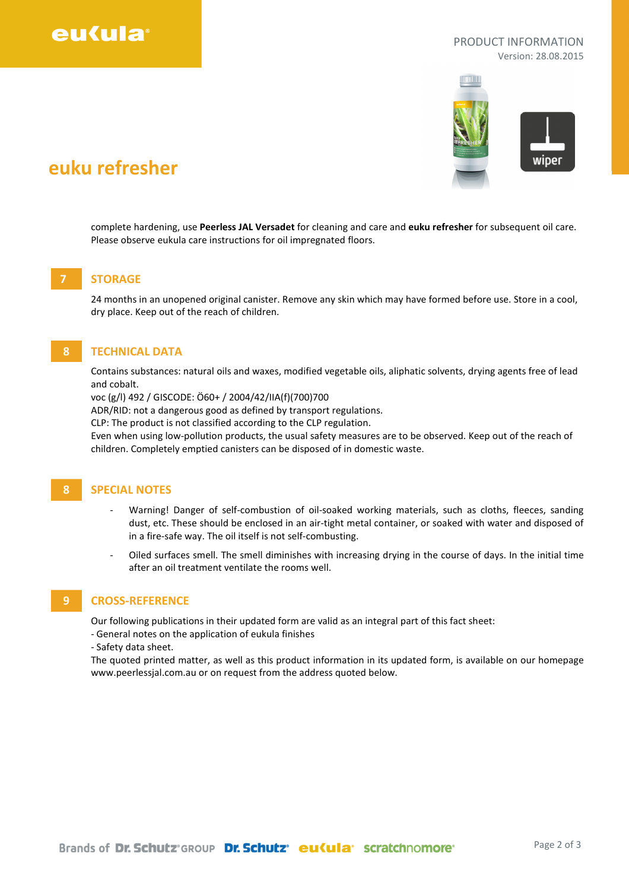complete hardening, use **Peerless JAL Versadet** for cleaning and care and **euku refresher** for subsequent oil care. Please observe eukula care instructions for oil impregnated floors.

## 7 STORAGE

24 months in an unopened original canister. Remove any skin which may have formed before use. Store in a cool, dry place. Keep out of the reach of children.

## 8 TECHNICAL DATA

Contains substances: natural oils and waxes, modified vegetable oils, aliphatic solvents, drying agents free of lead and cobalt.
voc (g/l) 492 / GISCODE: Ö60+ / 2004/42/IIA(f)(700)700
ADR/RID: not a dangerous good as defined by transport regulations.
CLP: The product is not classified according to the CLP regulation.
Even when using low-pollution products, the usual safety measures are to be observed. Keep out of the reach of children. Completely emptied canisters can be disposed of in domestic waste.

## 8 SPECIAL NOTES

- Warning! Danger of self-combustion of oil-soaked working materials, such as cloths, fleeces, sanding dust, etc. These should be enclosed in an air-tight metal container, or soaked with water and disposed of in a fire-safe way. The oil itself is not self-combusting.
- Oiled surfaces smell. The smell diminishes with increasing drying in the course of days. In the initial time after an oil treatment ventilate the rooms well.

## 9 CROSS-REFERENCE

Our following publications in their updated form are valid as an integral part of this fact sheet:
- General notes on the application of eukula finishes
- Safety data sheet.

The quoted printed matter, as well as this product information in its updated form, is available on our homepage www.peerlessjal.com.au or on request from the address quoted below.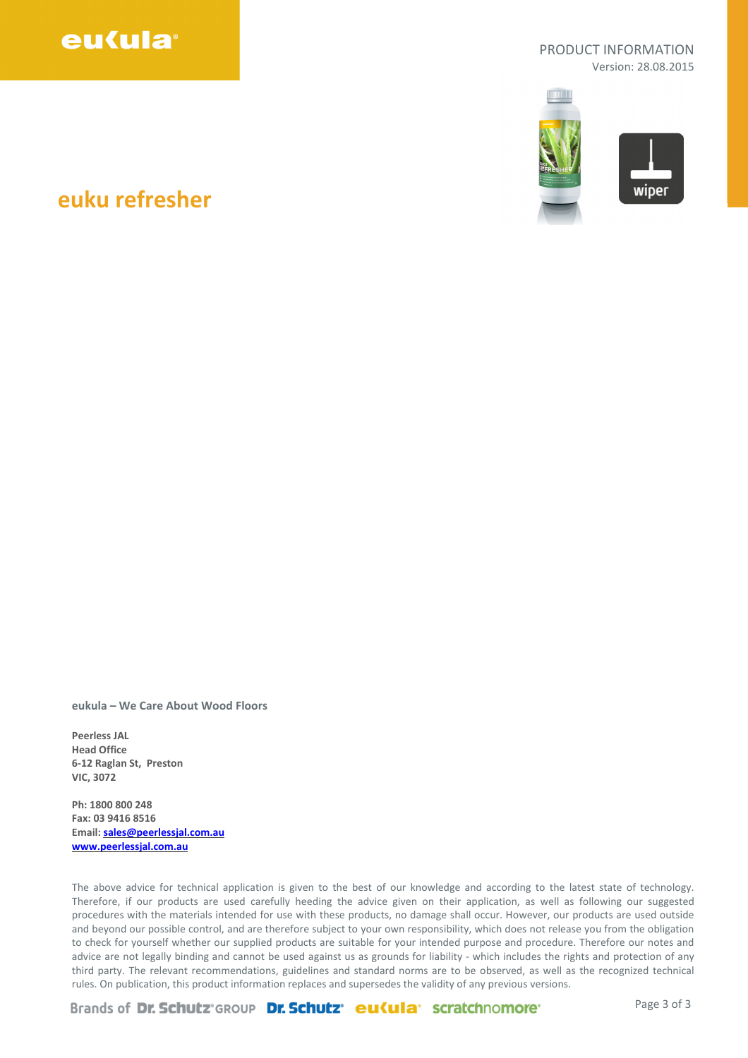PRODUCT INFORMATION
Version: 28.08.2015

# euku refresher

**eukula – We Care About Wood Floors**

**Peerless JAL**
**Head Office**
**6-12 Raglan St, Preston**
**VIC, 3072**

**Ph: 1800 800 248**
**Fax: 03 9416 8516**
**Email: sales@peerlessjal.com.au**
**www.peerlessjal.com.au**

The above advice for technical application is given to the best of our knowledge and according to the latest state of technology. Therefore, if our products are used carefully heeding the advice given on their application, as well as following our suggested procedures with the materials intended for use with these products, no damage shall occur. However, our products are used outside and beyond our possible control, and are therefore subject to your own responsibility, which does not release you from the obligation to check for yourself whether our supplied products are suitable for your intended purpose and procedure. Therefore our notes and advice are not legally binding and cannot be used against us as grounds for liability - which includes the rights and protection of any third party. The relevant recommendations, guidelines and standard norms are to be observed, as well as the recognized technical rules. On publication, this product information replaces and supersedes the validity of any previous versions.

Brands of Dr. Schutz GROUP Dr. Schutz eukula scratchnomore